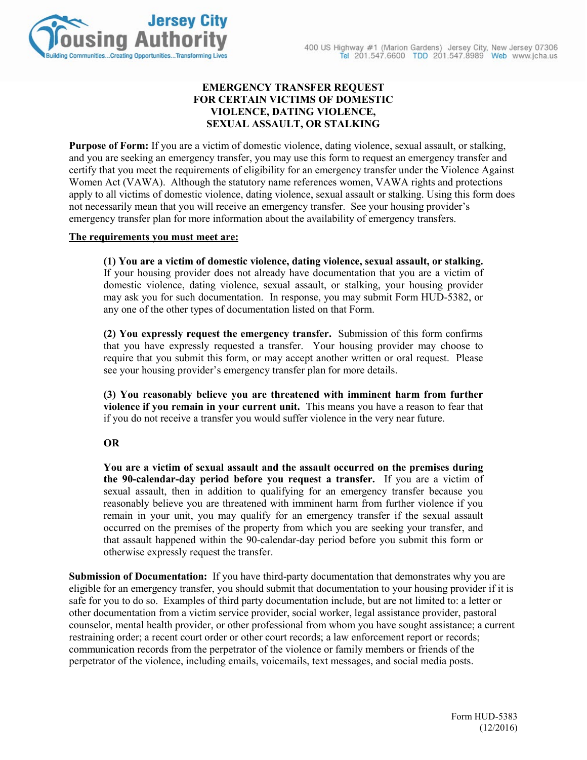Jersey City Housing Authority
Building Communities...Creating Opportunities...Transforming Lives

400 US Highway #1 (Marion Gardens) Jersey City, New Jersey 07306
Tel 201.547.6600 TDD 201.547.8989 Web www.jcha.us

# EMERGENCY TRANSFER REQUEST FOR CERTAIN VICTIMS OF DOMESTIC VIOLENCE, DATING VIOLENCE, SEXUAL ASSAULT, OR STALKING

**Purpose of Form:** If you are a victim of domestic violence, dating violence, sexual assault, or stalking, and you are seeking an emergency transfer, you may use this form to request an emergency transfer and certify that you meet the requirements of eligibility for an emergency transfer under the Violence Against Women Act (VAWA). Although the statutory name references women, VAWA rights and protections apply to all victims of domestic violence, dating violence, sexual assault or stalking. Using this form does not necessarily mean that you will receive an emergency transfer. See your housing provider's emergency transfer plan for more information about the availability of emergency transfers.

**The requirements you must meet are:**

**(1) You are a victim of domestic violence, dating violence, sexual assault, or stalking.** If your housing provider does not already have documentation that you are a victim of domestic violence, dating violence, sexual assault, or stalking, your housing provider may ask you for such documentation. In response, you may submit Form HUD-5382, or any one of the other types of documentation listed on that Form.

**(2) You expressly request the emergency transfer.** Submission of this form confirms that you have expressly requested a transfer. Your housing provider may choose to require that you submit this form, or may accept another written or oral request. Please see your housing provider's emergency transfer plan for more details.

**(3) You reasonably believe you are threatened with imminent harm from further violence if you remain in your current unit.** This means you have a reason to fear that if you do not receive a transfer you would suffer violence in the very near future.

**OR**

**You are a victim of sexual assault and the assault occurred on the premises during the 90-calendar-day period before you request a transfer.** If you are a victim of sexual assault, then in addition to qualifying for an emergency transfer because you reasonably believe you are threatened with imminent harm from further violence if you remain in your unit, you may qualify for an emergency transfer if the sexual assault occurred on the premises of the property from which you are seeking your transfer, and that assault happened within the 90-calendar-day period before you submit this form or otherwise expressly request the transfer.

**Submission of Documentation:** If you have third-party documentation that demonstrates why you are eligible for an emergency transfer, you should submit that documentation to your housing provider if it is safe for you to do so. Examples of third party documentation include, but are not limited to: a letter or other documentation from a victim service provider, social worker, legal assistance provider, pastoral counselor, mental health provider, or other professional from whom you have sought assistance; a current restraining order; a recent court order or other court records; a law enforcement report or records; communication records from the perpetrator of the violence or family members or friends of the perpetrator of the violence, including emails, voicemails, text messages, and social media posts.

Form HUD-5383
(12/2016)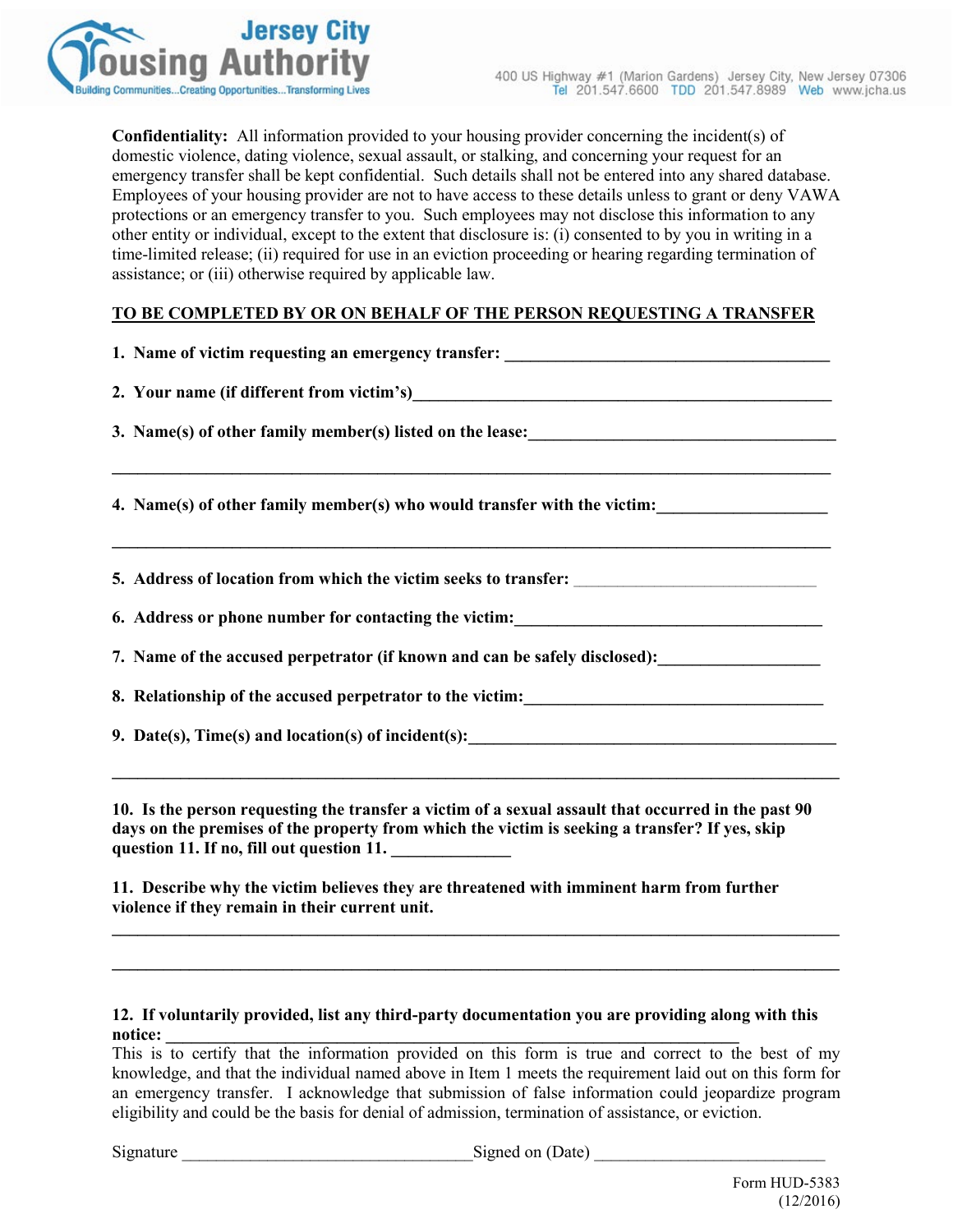**Confidentiality:** All information provided to your housing provider concerning the incident(s) of domestic violence, dating violence, sexual assault, or stalking, and concerning your request for an emergency transfer shall be kept confidential. Such details shall not be entered into any shared database. Employees of your housing provider are not to have access to these details unless to grant or deny VAWA protections or an emergency transfer to you. Such employees may not disclose this information to any other entity or individual, except to the extent that disclosure is: (i) consented to by you in writing in a time-limited release; (ii) required for use in an eviction proceeding or hearing regarding termination of assistance; or (iii) otherwise required by applicable law.

**<u>TO BE COMPLETED BY OR ON BEHALF OF THE PERSON REQUESTING A TRANSFER</u>**

**1. Name of victim requesting an emergency transfer:** ________________________________________

**2. Your name (if different from victim's)**____________________________________________________

**3. Name(s) of other family member(s) listed on the lease:**_____________________________________

_____________________________________________________________________________________

**4. Name(s) of other family member(s) who would transfer with the victim:**___________________

_____________________________________________________________________________________

**5. Address of location from which the victim seeks to transfer:** ______________________________

**6. Address or phone number for contacting the victim:**______________________________________

**7. Name of the accused perpetrator (if known and can be safely disclosed):**__________________

**8. Relationship of the accused perpetrator to the victim:**_____________________________________

**9. Date(s), Time(s) and location(s) of incident(s):**___________________________________________

_____________________________________________________________________________________

**10. Is the person requesting the transfer a victim of a sexual assault that occurred in the past 90 days on the premises of the property from which the victim is seeking a transfer? If yes, skip question 11. If no, fill out question 11.** ______________

**11. Describe why the victim believes they are threatened with imminent harm from further violence if they remain in their current unit.**

_____________________________________________________________________________________

_____________________________________________________________________________________

**12. If voluntarily provided, list any third-party documentation you are providing along with this notice:** ___________________________________________________________________

This is to certify that the information provided on this form is true and correct to the best of my knowledge, and that the individual named above in Item 1 meets the requirement laid out on this form for an emergency transfer. I acknowledge that submission of false information could jeopardize program eligibility and could be the basis for denial of admission, termination of assistance, or eviction.

Signature _________________________________ Signed on (Date) ___________________________

Form HUD-5383
(12/2016)